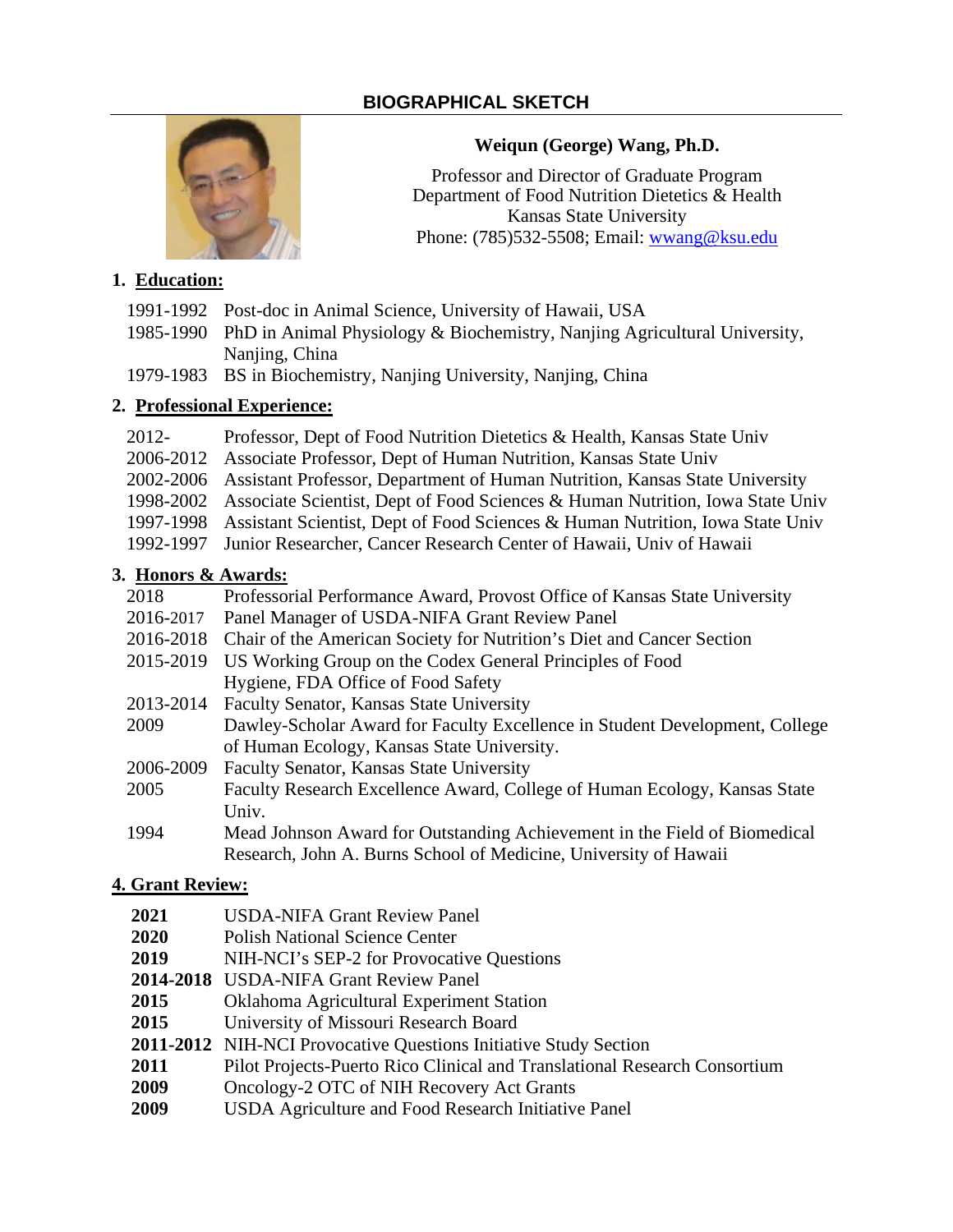# BIOGRAPHICAL SKETCH

**Weiqun (George) Wang, Ph.D.**

Professor and Director of Graduate Program
Department of Food Nutrition Dietetics & Health
Kansas State University
Phone: (785)532-5508; Email: wwang@ksu.edu

## 1. Education:

| | |
|---|---|
| 1991-1992 | Post-doc in Animal Science, University of Hawaii, USA |
| 1985-1990 | PhD in Animal Physiology & Biochemistry, Nanjing Agricultural University, Nanjing, China |
| 1979-1983 | BS in Biochemistry, Nanjing University, Nanjing, China |

## 2. Professional Experience:

| | |
|---|---|
| 2012- | Professor, Dept of Food Nutrition Dietetics & Health, Kansas State Univ |
| 2006-2012 | Associate Professor, Dept of Human Nutrition, Kansas State Univ |
| 2002-2006 | Assistant Professor, Department of Human Nutrition, Kansas State University |
| 1998-2002 | Associate Scientist, Dept of Food Sciences & Human Nutrition, Iowa State Univ |
| 1997-1998 | Assistant Scientist, Dept of Food Sciences & Human Nutrition, Iowa State Univ |
| 1992-1997 | Junior Researcher, Cancer Research Center of Hawaii, Univ of Hawaii |

## 3. Honors & Awards:

| | |
|---|---|
| 2018 | Professorial Performance Award, Provost Office of Kansas State University |
| 2016-2017 | Panel Manager of USDA-NIFA Grant Review Panel |
| 2016-2018 | Chair of the American Society for Nutrition's Diet and Cancer Section |
| 2015-2019 | US Working Group on the Codex General Principles of Food Hygiene, FDA Office of Food Safety |
| 2013-2014 | Faculty Senator, Kansas State University |
| 2009 | Dawley-Scholar Award for Faculty Excellence in Student Development, College of Human Ecology, Kansas State University. |
| 2006-2009 | Faculty Senator, Kansas State University |
| 2005 | Faculty Research Excellence Award, College of Human Ecology, Kansas State Univ. |
| 1994 | Mead Johnson Award for Outstanding Achievement in the Field of Biomedical Research, John A. Burns School of Medicine, University of Hawaii |

## 4. Grant Review:

| | |
|---|---|
| **2021** | USDA-NIFA Grant Review Panel |
| **2020** | Polish National Science Center |
| **2019** | NIH-NCI's SEP-2 for Provocative Questions |
| **2014-2018** | USDA-NIFA Grant Review Panel |
| **2015** | Oklahoma Agricultural Experiment Station |
| **2015** | University of Missouri Research Board |
| **2011-2012** | NIH-NCI Provocative Questions Initiative Study Section |
| **2011** | Pilot Projects-Puerto Rico Clinical and Translational Research Consortium |
| **2009** | Oncology-2 OTC of NIH Recovery Act Grants |
| **2009** | USDA Agriculture and Food Research Initiative Panel |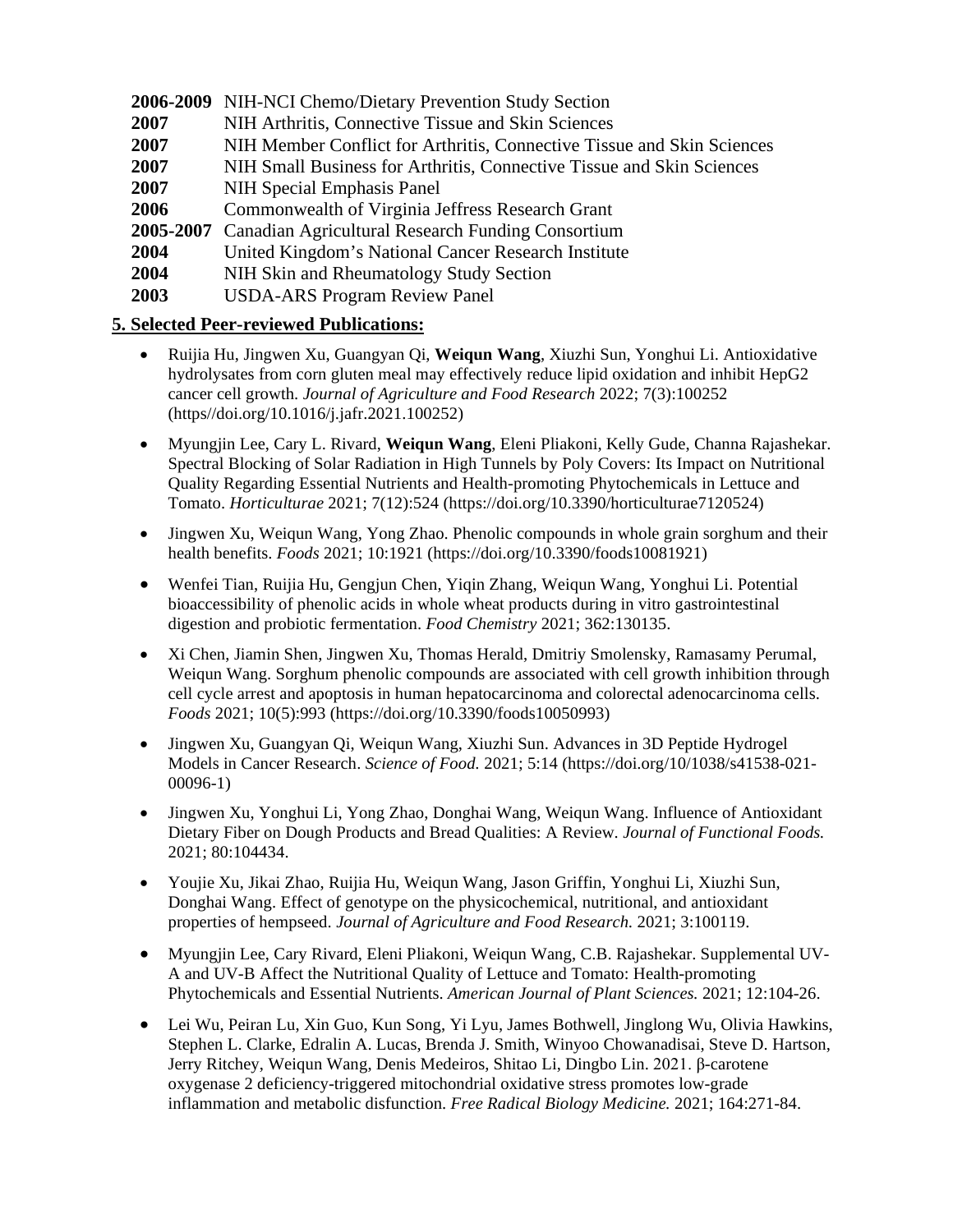**2006-2009** NIH-NCI Chemo/Dietary Prevention Study Section
**2007** NIH Arthritis, Connective Tissue and Skin Sciences
**2007** NIH Member Conflict for Arthritis, Connective Tissue and Skin Sciences
**2007** NIH Small Business for Arthritis, Connective Tissue and Skin Sciences
**2007** NIH Special Emphasis Panel
**2006** Commonwealth of Virginia Jeffress Research Grant
**2005-2007** Canadian Agricultural Research Funding Consortium
**2004** United Kingdom's National Cancer Research Institute
**2004** NIH Skin and Rheumatology Study Section
**2003** USDA-ARS Program Review Panel

## 5. Selected Peer-reviewed Publications:

- Ruijia Hu, Jingwen Xu, Guangyan Qi, **Weiqun Wang**, Xiuzhi Sun, Yonghui Li. Antioxidative hydrolysates from corn gluten meal may effectively reduce lipid oxidation and inhibit HepG2 cancer cell growth. *Journal of Agriculture and Food Research* 2022; 7(3):100252 (https//doi.org/10.1016/j.jafr.2021.100252)

- Myungjin Lee, Cary L. Rivard, **Weiqun Wang**, Eleni Pliakoni, Kelly Gude, Channa Rajashekar. Spectral Blocking of Solar Radiation in High Tunnels by Poly Covers: Its Impact on Nutritional Quality Regarding Essential Nutrients and Health-promoting Phytochemicals in Lettuce and Tomato. *Horticulturae* 2021; 7(12):524 (https://doi.org/10.3390/horticulturae7120524)

- Jingwen Xu, Weiqun Wang, Yong Zhao. Phenolic compounds in whole grain sorghum and their health benefits. *Foods* 2021; 10:1921 (https://doi.org/10.3390/foods10081921)

- Wenfei Tian, Ruijia Hu, Gengjun Chen, Yiqin Zhang, Weiqun Wang, Yonghui Li. Potential bioaccessibility of phenolic acids in whole wheat products during in vitro gastrointestinal digestion and probiotic fermentation. *Food Chemistry* 2021; 362:130135.

- Xi Chen, Jiamin Shen, Jingwen Xu, Thomas Herald, Dmitriy Smolensky, Ramasamy Perumal, Weiqun Wang. Sorghum phenolic compounds are associated with cell growth inhibition through cell cycle arrest and apoptosis in human hepatocarcinoma and colorectal adenocarcinoma cells. *Foods* 2021; 10(5):993 (https://doi.org/10.3390/foods10050993)

- Jingwen Xu, Guangyan Qi, Weiqun Wang, Xiuzhi Sun. Advances in 3D Peptide Hydrogel Models in Cancer Research. *Science of Food.* 2021; 5:14 (https://doi.org/10/1038/s41538-021-00096-1)

- Jingwen Xu, Yonghui Li, Yong Zhao, Donghai Wang, Weiqun Wang. Influence of Antioxidant Dietary Fiber on Dough Products and Bread Qualities: A Review. *Journal of Functional Foods.* 2021; 80:104434.

- Youjie Xu, Jikai Zhao, Ruijia Hu, Weiqun Wang, Jason Griffin, Yonghui Li, Xiuzhi Sun, Donghai Wang. Effect of genotype on the physicochemical, nutritional, and antioxidant properties of hempseed. *Journal of Agriculture and Food Research.* 2021; 3:100119.

- Myungjin Lee, Cary Rivard, Eleni Pliakoni, Weiqun Wang, C.B. Rajashekar. Supplemental UV-A and UV-B Affect the Nutritional Quality of Lettuce and Tomato: Health-promoting Phytochemicals and Essential Nutrients. *American Journal of Plant Sciences.* 2021; 12:104-26.

- Lei Wu, Peiran Lu, Xin Guo, Kun Song, Yi Lyu, James Bothwell, Jinglong Wu, Olivia Hawkins, Stephen L. Clarke, Edralin A. Lucas, Brenda J. Smith, Winyoo Chowanadisai, Steve D. Hartson, Jerry Ritchey, Weiqun Wang, Denis Medeiros, Shitao Li, Dingbo Lin. 2021. β-carotene oxygenase 2 deficiency-triggered mitochondrial oxidative stress promotes low-grade inflammation and metabolic disfunction. *Free Radical Biology Medicine.* 2021; 164:271-84.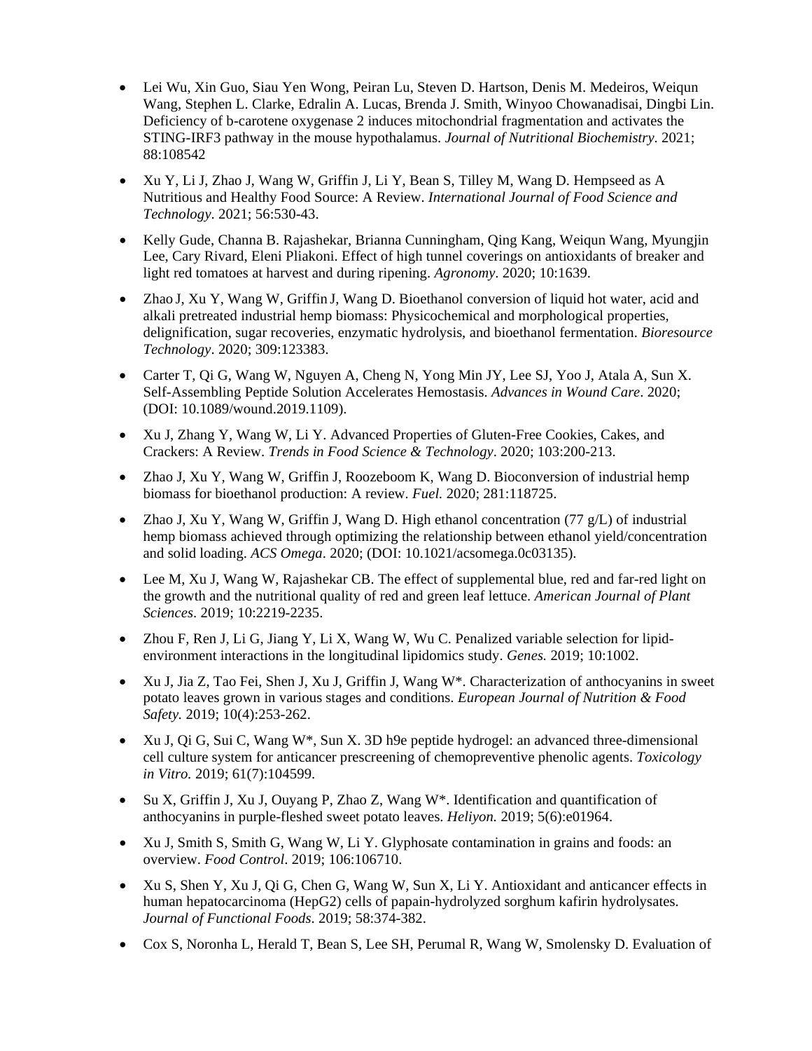- Lei Wu, Xin Guo, Siau Yen Wong, Peiran Lu, Steven D. Hartson, Denis M. Medeiros, Weiqun Wang, Stephen L. Clarke, Edralin A. Lucas, Brenda J. Smith, Winyoo Chowanadisai, Dingbi Lin. Deficiency of b-carotene oxygenase 2 induces mitochondrial fragmentation and activates the STING-IRF3 pathway in the mouse hypothalamus. *Journal of Nutritional Biochemistry*. 2021; 88:108542

- Xu Y, Li J, Zhao J, Wang W, Griffin J, Li Y, Bean S, Tilley M, Wang D. Hempseed as A Nutritious and Healthy Food Source: A Review. *International Journal of Food Science and Technology*. 2021; 56:530-43.

- Kelly Gude, Channa B. Rajashekar, Brianna Cunningham, Qing Kang, Weiqun Wang, Myungjin Lee, Cary Rivard, Eleni Pliakoni. Effect of high tunnel coverings on antioxidants of breaker and light red tomatoes at harvest and during ripening. *Agronomy*. 2020; 10:1639.

- Zhao J, Xu Y, Wang W, Griffin J, Wang D. Bioethanol conversion of liquid hot water, acid and alkali pretreated industrial hemp biomass: Physicochemical and morphological properties, delignification, sugar recoveries, enzymatic hydrolysis, and bioethanol fermentation. *Bioresource Technology*. 2020; 309:123383.

- Carter T, Qi G, Wang W, Nguyen A, Cheng N, Yong Min JY, Lee SJ, Yoo J, Atala A, Sun X. Self-Assembling Peptide Solution Accelerates Hemostasis. *Advances in Wound Care*. 2020; (DOI: 10.1089/wound.2019.1109).

- Xu J, Zhang Y, Wang W, Li Y. Advanced Properties of Gluten-Free Cookies, Cakes, and Crackers: A Review. *Trends in Food Science & Technology*. 2020; 103:200-213.

- Zhao J, Xu Y, Wang W, Griffin J, Roozeboom K, Wang D. Bioconversion of industrial hemp biomass for bioethanol production: A review. *Fuel.* 2020; 281:118725.

- Zhao J, Xu Y, Wang W, Griffin J, Wang D. High ethanol concentration (77 g/L) of industrial hemp biomass achieved through optimizing the relationship between ethanol yield/concentration and solid loading. *ACS Omega*. 2020; (DOI: 10.1021/acsomega.0c03135).

- Lee M, Xu J, Wang W, Rajashekar CB. The effect of supplemental blue, red and far-red light on the growth and the nutritional quality of red and green leaf lettuce. *American Journal of Plant Sciences*. 2019; 10:2219-2235.

- Zhou F, Ren J, Li G, Jiang Y, Li X, Wang W, Wu C. Penalized variable selection for lipid-environment interactions in the longitudinal lipidomics study. *Genes.* 2019; 10:1002.

- Xu J, Jia Z, Tao Fei, Shen J, Xu J, Griffin J, Wang W*. Characterization of anthocyanins in sweet potato leaves grown in various stages and conditions. *European Journal of Nutrition & Food Safety.* 2019; 10(4):253-262.

- Xu J, Qi G, Sui C, Wang W*, Sun X. 3D h9e peptide hydrogel: an advanced three-dimensional cell culture system for anticancer prescreening of chemopreventive phenolic agents. *Toxicology in Vitro.* 2019; 61(7):104599.

- Su X, Griffin J, Xu J, Ouyang P, Zhao Z, Wang W*. Identification and quantification of anthocyanins in purple-fleshed sweet potato leaves. *Heliyon.* 2019; 5(6):e01964.

- Xu J, Smith S, Smith G, Wang W, Li Y. Glyphosate contamination in grains and foods: an overview. *Food Control*. 2019; 106:106710.

- Xu S, Shen Y, Xu J, Qi G, Chen G, Wang W, Sun X, Li Y. Antioxidant and anticancer effects in human hepatocarcinoma (HepG2) cells of papain-hydrolyzed sorghum kafirin hydrolysates. *Journal of Functional Foods*. 2019; 58:374-382.

- Cox S, Noronha L, Herald T, Bean S, Lee SH, Perumal R, Wang W, Smolensky D. Evaluation of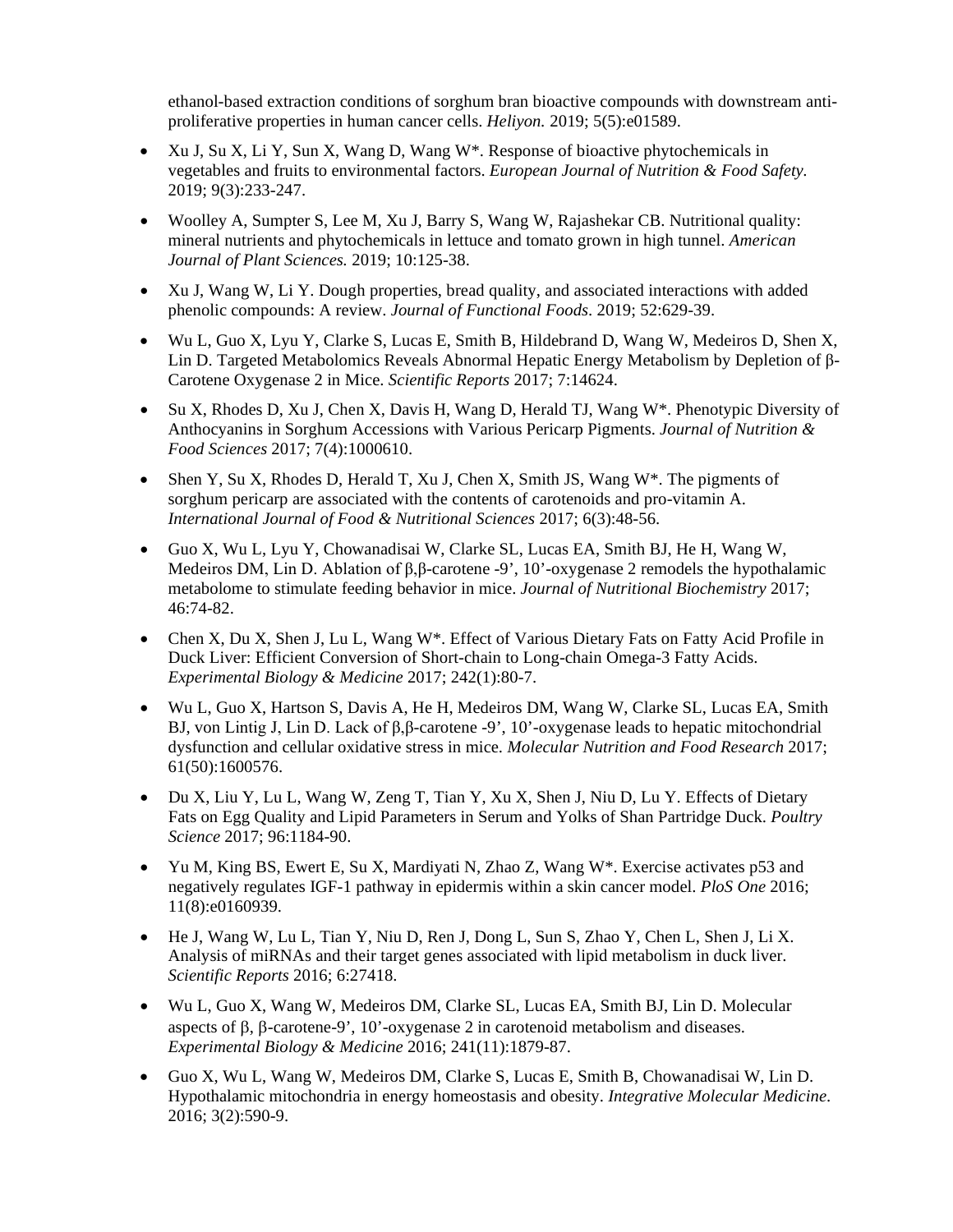ethanol-based extraction conditions of sorghum bran bioactive compounds with downstream anti-proliferative properties in human cancer cells. *Heliyon.* 2019; 5(5):e01589.

- Xu J, Su X, Li Y, Sun X, Wang D, Wang W*. Response of bioactive phytochemicals in vegetables and fruits to environmental factors. *European Journal of Nutrition & Food Safety.* 2019; 9(3):233-247.

- Woolley A, Sumpter S, Lee M, Xu J, Barry S, Wang W, Rajashekar CB. Nutritional quality: mineral nutrients and phytochemicals in lettuce and tomato grown in high tunnel. *American Journal of Plant Sciences.* 2019; 10:125-38.

- Xu J, Wang W, Li Y. Dough properties, bread quality, and associated interactions with added phenolic compounds: A review. *Journal of Functional Foods*. 2019; 52:629-39.

- Wu L, Guo X, Lyu Y, Clarke S, Lucas E, Smith B, Hildebrand D, Wang W, Medeiros D, Shen X, Lin D. Targeted Metabolomics Reveals Abnormal Hepatic Energy Metabolism by Depletion of β-Carotene Oxygenase 2 in Mice. *Scientific Reports* 2017; 7:14624.

- Su X, Rhodes D, Xu J, Chen X, Davis H, Wang D, Herald TJ, Wang W*. Phenotypic Diversity of Anthocyanins in Sorghum Accessions with Various Pericarp Pigments. *Journal of Nutrition & Food Sciences* 2017; 7(4):1000610.

- Shen Y, Su X, Rhodes D, Herald T, Xu J, Chen X, Smith JS, Wang W*. The pigments of sorghum pericarp are associated with the contents of carotenoids and pro-vitamin A. *International Journal of Food & Nutritional Sciences* 2017; 6(3):48-56.

- Guo X, Wu L, Lyu Y, Chowanadisai W, Clarke SL, Lucas EA, Smith BJ, He H, Wang W, Medeiros DM, Lin D. Ablation of β,β-carotene -9', 10'-oxygenase 2 remodels the hypothalamic metabolome to stimulate feeding behavior in mice. *Journal of Nutritional Biochemistry* 2017; 46:74-82.

- Chen X, Du X, Shen J, Lu L, Wang W*. Effect of Various Dietary Fats on Fatty Acid Profile in Duck Liver: Efficient Conversion of Short-chain to Long-chain Omega-3 Fatty Acids. *Experimental Biology & Medicine* 2017; 242(1):80-7.

- Wu L, Guo X, Hartson S, Davis A, He H, Medeiros DM, Wang W, Clarke SL, Lucas EA, Smith BJ, von Lintig J, Lin D. Lack of β,β-carotene -9', 10'-oxygenase leads to hepatic mitochondrial dysfunction and cellular oxidative stress in mice. *Molecular Nutrition and Food Research* 2017; 61(50):1600576.

- Du X, Liu Y, Lu L, Wang W, Zeng T, Tian Y, Xu X, Shen J, Niu D, Lu Y. Effects of Dietary Fats on Egg Quality and Lipid Parameters in Serum and Yolks of Shan Partridge Duck. *Poultry Science* 2017; 96:1184-90.

- Yu M, King BS, Ewert E, Su X, Mardiyati N, Zhao Z, Wang W*. Exercise activates p53 and negatively regulates IGF-1 pathway in epidermis within a skin cancer model. *PloS One* 2016; 11(8):e0160939.

- He J, Wang W, Lu L, Tian Y, Niu D, Ren J, Dong L, Sun S, Zhao Y, Chen L, Shen J, Li X. Analysis of miRNAs and their target genes associated with lipid metabolism in duck liver. *Scientific Reports* 2016; 6:27418.

- Wu L, Guo X, Wang W, Medeiros DM, Clarke SL, Lucas EA, Smith BJ, Lin D. Molecular aspects of β, β-carotene-9', 10'-oxygenase 2 in carotenoid metabolism and diseases. *Experimental Biology & Medicine* 2016; 241(11):1879-87.

- Guo X, Wu L, Wang W, Medeiros DM, Clarke S, Lucas E, Smith B, Chowanadisai W, Lin D. Hypothalamic mitochondria in energy homeostasis and obesity. *Integrative Molecular Medicine*. 2016; 3(2):590-9.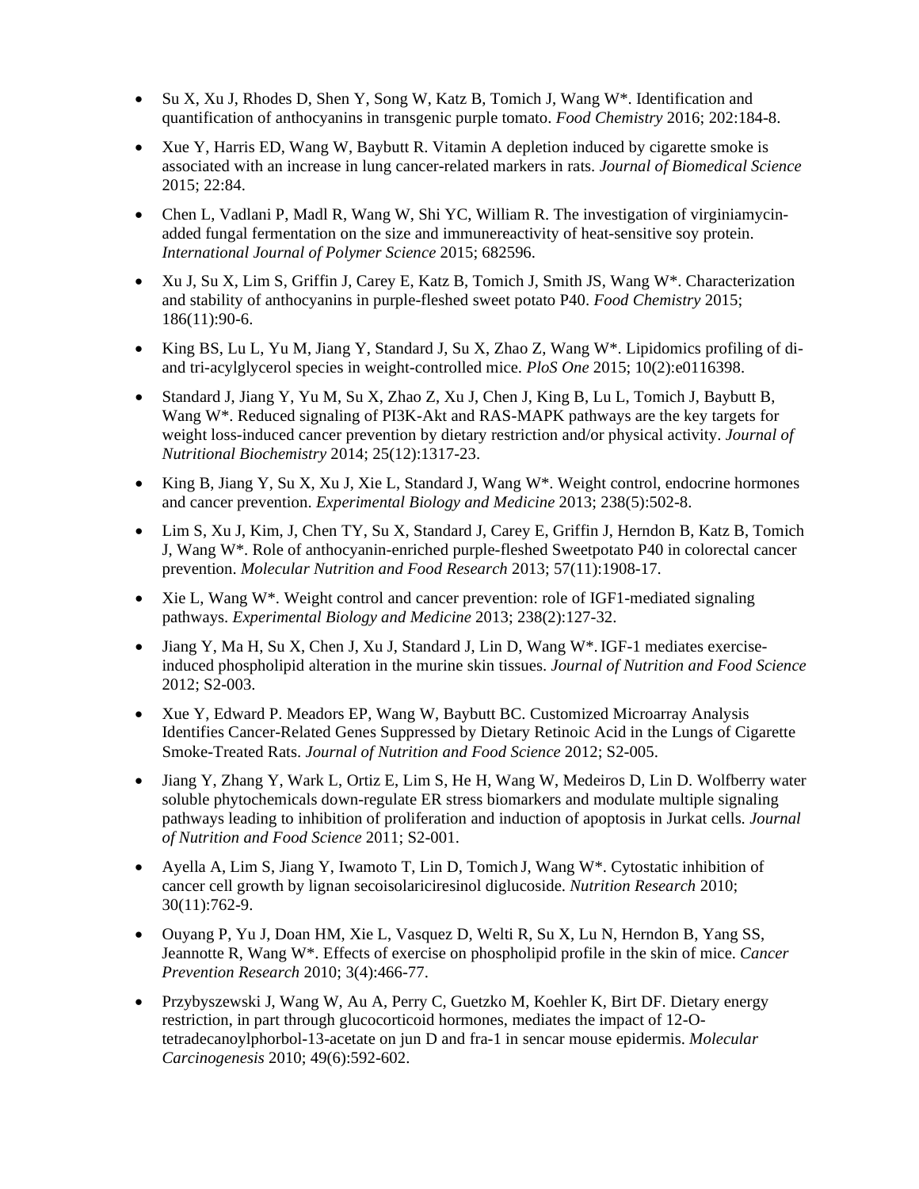- Su X, Xu J, Rhodes D, Shen Y, Song W, Katz B, Tomich J, Wang W*. Identification and quantification of anthocyanins in transgenic purple tomato. *Food Chemistry* 2016; 202:184-8.

- Xue Y, Harris ED, Wang W, Baybutt R. Vitamin A depletion induced by cigarette smoke is associated with an increase in lung cancer-related markers in rats. *Journal of Biomedical Science* 2015; 22:84.

- Chen L, Vadlani P, Madl R, Wang W, Shi YC, William R. The investigation of virginiamycin-added fungal fermentation on the size and immunereactivity of heat-sensitive soy protein. *International Journal of Polymer Science* 2015; 682596.

- Xu J, Su X, Lim S, Griffin J, Carey E, Katz B, Tomich J, Smith JS, Wang W*. Characterization and stability of anthocyanins in purple-fleshed sweet potato P40. *Food Chemistry* 2015; 186(11):90-6.

- King BS, Lu L, Yu M, Jiang Y, Standard J, Su X, Zhao Z, Wang W*. Lipidomics profiling of di- and tri-acylglycerol species in weight-controlled mice. *PloS One* 2015; 10(2):e0116398.

- Standard J, Jiang Y, Yu M, Su X, Zhao Z, Xu J, Chen J, King B, Lu L, Tomich J, Baybutt B, Wang W*. Reduced signaling of PI3K-Akt and RAS-MAPK pathways are the key targets for weight loss-induced cancer prevention by dietary restriction and/or physical activity. *Journal of Nutritional Biochemistry* 2014; 25(12):1317-23.

- King B, Jiang Y, Su X, Xu J, Xie L, Standard J, Wang W*. Weight control, endocrine hormones and cancer prevention. *Experimental Biology and Medicine* 2013; 238(5):502-8.

- Lim S, Xu J, Kim, J, Chen TY, Su X, Standard J, Carey E, Griffin J, Herndon B, Katz B, Tomich J, Wang W*. Role of anthocyanin-enriched purple-fleshed Sweetpotato P40 in colorectal cancer prevention. *Molecular Nutrition and Food Research* 2013; 57(11):1908-17.

- Xie L, Wang W*. Weight control and cancer prevention: role of IGF1-mediated signaling pathways. *Experimental Biology and Medicine* 2013; 238(2):127-32.

- Jiang Y, Ma H, Su X, Chen J, Xu J, Standard J, Lin D, Wang W*. IGF-1 mediates exercise-induced phospholipid alteration in the murine skin tissues. *Journal of Nutrition and Food Science* 2012; S2-003.

- Xue Y, Edward P. Meadors EP, Wang W, Baybutt BC. Customized Microarray Analysis Identifies Cancer-Related Genes Suppressed by Dietary Retinoic Acid in the Lungs of Cigarette Smoke-Treated Rats. *Journal of Nutrition and Food Science* 2012; S2-005.

- Jiang Y, Zhang Y, Wark L, Ortiz E, Lim S, He H, Wang W, Medeiros D, Lin D. Wolfberry water soluble phytochemicals down-regulate ER stress biomarkers and modulate multiple signaling pathways leading to inhibition of proliferation and induction of apoptosis in Jurkat cells. *Journal of Nutrition and Food Science* 2011; S2-001.

- Ayella A, Lim S, Jiang Y, Iwamoto T, Lin D, Tomich J, Wang W*. Cytostatic inhibition of cancer cell growth by lignan secoisolariciresinol diglucoside. *Nutrition Research* 2010; 30(11):762-9.

- Ouyang P, Yu J, Doan HM, Xie L, Vasquez D, Welti R, Su X, Lu N, Herndon B, Yang SS, Jeannotte R, Wang W*. Effects of exercise on phospholipid profile in the skin of mice. *Cancer Prevention Research* 2010; 3(4):466-77.

- Przybyszewski J, Wang W, Au A, Perry C, Guetzko M, Koehler K, Birt DF. Dietary energy restriction, in part through glucocorticoid hormones, mediates the impact of 12-O-tetradecanoylphorbol-13-acetate on jun D and fra-1 in sencar mouse epidermis. *Molecular Carcinogenesis* 2010; 49(6):592-602.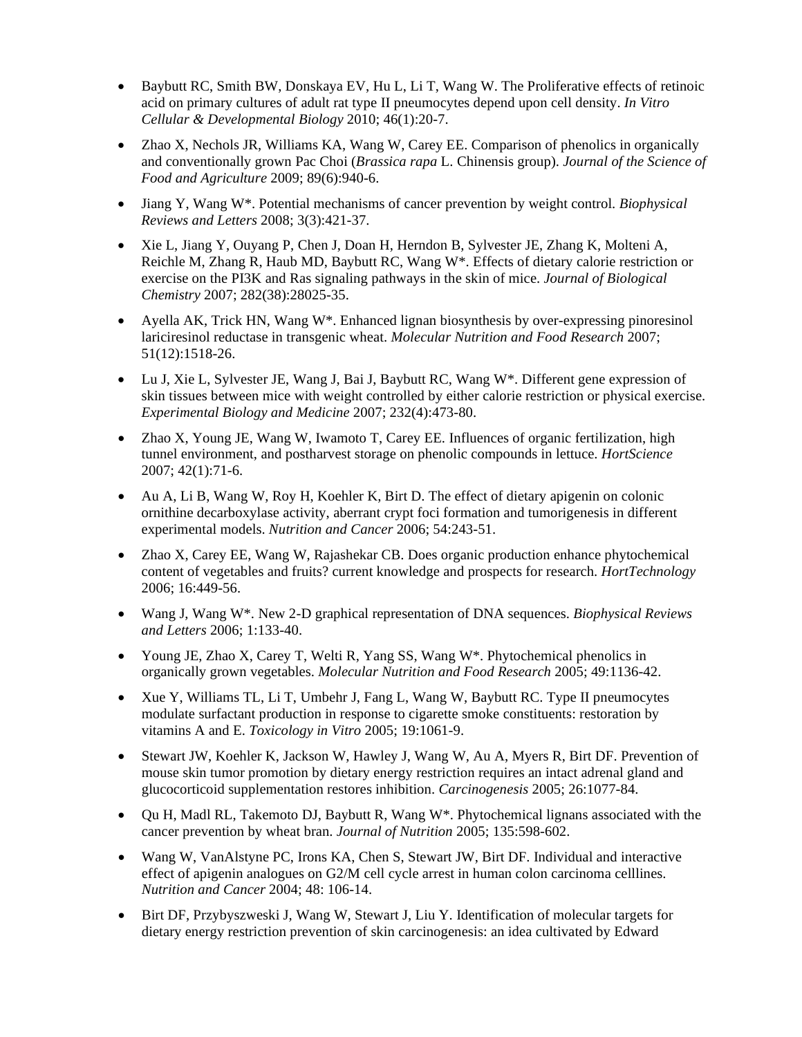- Baybutt RC, Smith BW, Donskaya EV, Hu L, Li T, Wang W. The Proliferative effects of retinoic acid on primary cultures of adult rat type II pneumocytes depend upon cell density. *In Vitro Cellular & Developmental Biology* 2010; 46(1):20-7.

- Zhao X, Nechols JR, Williams KA, Wang W, Carey EE. Comparison of phenolics in organically and conventionally grown Pac Choi (*Brassica rapa* L. Chinensis group). *Journal of the Science of Food and Agriculture* 2009; 89(6):940-6.

- Jiang Y, Wang W*. Potential mechanisms of cancer prevention by weight control. *Biophysical Reviews and Letters* 2008; 3(3):421-37.

- Xie L, Jiang Y, Ouyang P, Chen J, Doan H, Herndon B, Sylvester JE, Zhang K, Molteni A, Reichle M, Zhang R, Haub MD, Baybutt RC, Wang W*. Effects of dietary calorie restriction or exercise on the PI3K and Ras signaling pathways in the skin of mice. *Journal of Biological Chemistry* 2007; 282(38):28025-35.

- Ayella AK, Trick HN, Wang W*. Enhanced lignan biosynthesis by over-expressing pinoresinol lariciresinol reductase in transgenic wheat. *Molecular Nutrition and Food Research* 2007; 51(12):1518-26.

- Lu J, Xie L, Sylvester JE, Wang J, Bai J, Baybutt RC, Wang W*. Different gene expression of skin tissues between mice with weight controlled by either calorie restriction or physical exercise. *Experimental Biology and Medicine* 2007; 232(4):473-80.

- Zhao X, Young JE, Wang W, Iwamoto T, Carey EE. Influences of organic fertilization, high tunnel environment, and postharvest storage on phenolic compounds in lettuce. *HortScience* 2007; 42(1):71-6.

- Au A, Li B, Wang W, Roy H, Koehler K, Birt D. The effect of dietary apigenin on colonic ornithine decarboxylase activity, aberrant crypt foci formation and tumorigenesis in different experimental models. *Nutrition and Cancer* 2006; 54:243-51.

- Zhao X, Carey EE, Wang W, Rajashekar CB. Does organic production enhance phytochemical content of vegetables and fruits? current knowledge and prospects for research. *HortTechnology* 2006; 16:449-56.

- Wang J, Wang W*. New 2-D graphical representation of DNA sequences. *Biophysical Reviews and Letters* 2006; 1:133-40.

- Young JE, Zhao X, Carey T, Welti R, Yang SS, Wang W*. Phytochemical phenolics in organically grown vegetables. *Molecular Nutrition and Food Research* 2005; 49:1136-42.

- Xue Y, Williams TL, Li T, Umbehr J, Fang L, Wang W, Baybutt RC. Type II pneumocytes modulate surfactant production in response to cigarette smoke constituents: restoration by vitamins A and E. *Toxicology in Vitro* 2005; 19:1061-9.

- Stewart JW, Koehler K, Jackson W, Hawley J, Wang W, Au A, Myers R, Birt DF. Prevention of mouse skin tumor promotion by dietary energy restriction requires an intact adrenal gland and glucocorticoid supplementation restores inhibition. *Carcinogenesis* 2005; 26:1077-84.

- Qu H, Madl RL, Takemoto DJ, Baybutt R, Wang W*. Phytochemical lignans associated with the cancer prevention by wheat bran. *Journal of Nutrition* 2005; 135:598-602.

- Wang W, VanAlstyne PC, Irons KA, Chen S, Stewart JW, Birt DF. Individual and interactive effect of apigenin analogues on G2/M cell cycle arrest in human colon carcinoma celllines. *Nutrition and Cancer* 2004; 48: 106-14.

- Birt DF, Przybyszweski J, Wang W, Stewart J, Liu Y. Identification of molecular targets for dietary energy restriction prevention of skin carcinogenesis: an idea cultivated by Edward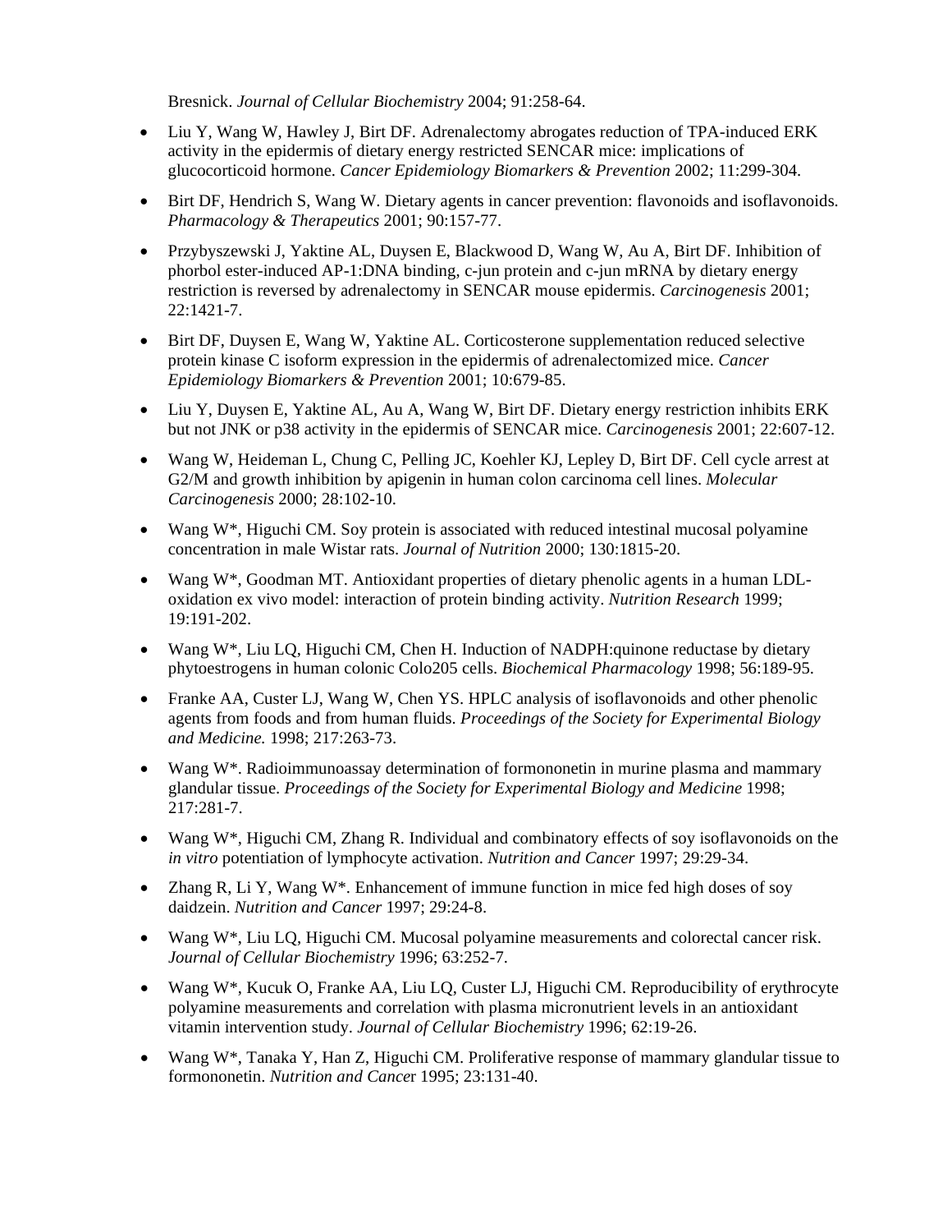Bresnick. *Journal of Cellular Biochemistry* 2004; 91:258-64.

- Liu Y, Wang W, Hawley J, Birt DF. Adrenalectomy abrogates reduction of TPA-induced ERK activity in the epidermis of dietary energy restricted SENCAR mice: implications of glucocorticoid hormone. *Cancer Epidemiology Biomarkers & Prevention* 2002; 11:299-304.
- Birt DF, Hendrich S, Wang W. Dietary agents in cancer prevention: flavonoids and isoflavonoids. *Pharmacology & Therapeutics* 2001; 90:157-77.
- Przybyszewski J, Yaktine AL, Duysen E, Blackwood D, Wang W, Au A, Birt DF. Inhibition of phorbol ester-induced AP-1:DNA binding, c-jun protein and c-jun mRNA by dietary energy restriction is reversed by adrenalectomy in SENCAR mouse epidermis. *Carcinogenesis* 2001; 22:1421-7.
- Birt DF, Duysen E, Wang W, Yaktine AL. Corticosterone supplementation reduced selective protein kinase C isoform expression in the epidermis of adrenalectomized mice. *Cancer Epidemiology Biomarkers & Prevention* 2001; 10:679-85.
- Liu Y, Duysen E, Yaktine AL, Au A, Wang W, Birt DF. Dietary energy restriction inhibits ERK but not JNK or p38 activity in the epidermis of SENCAR mice. *Carcinogenesis* 2001; 22:607-12.
- Wang W, Heideman L, Chung C, Pelling JC, Koehler KJ, Lepley D, Birt DF. Cell cycle arrest at G2/M and growth inhibition by apigenin in human colon carcinoma cell lines. *Molecular Carcinogenesis* 2000; 28:102-10.
- Wang W*, Higuchi CM. Soy protein is associated with reduced intestinal mucosal polyamine concentration in male Wistar rats. *Journal of Nutrition* 2000; 130:1815-20.
- Wang W*, Goodman MT. Antioxidant properties of dietary phenolic agents in a human LDL-oxidation ex vivo model: interaction of protein binding activity. *Nutrition Research* 1999; 19:191-202.
- Wang W*, Liu LQ, Higuchi CM, Chen H. Induction of NADPH:quinone reductase by dietary phytoestrogens in human colonic Colo205 cells. *Biochemical Pharmacology* 1998; 56:189-95.
- Franke AA, Custer LJ, Wang W, Chen YS. HPLC analysis of isoflavonoids and other phenolic agents from foods and from human fluids. *Proceedings of the Society for Experimental Biology and Medicine.* 1998; 217:263-73.
- Wang W*. Radioimmunoassay determination of formononetin in murine plasma and mammary glandular tissue. *Proceedings of the Society for Experimental Biology and Medicine* 1998; 217:281-7.
- Wang W*, Higuchi CM, Zhang R. Individual and combinatory effects of soy isoflavonoids on the *in vitro* potentiation of lymphocyte activation. *Nutrition and Cancer* 1997; 29:29-34.
- Zhang R, Li Y, Wang W*. Enhancement of immune function in mice fed high doses of soy daidzein. *Nutrition and Cancer* 1997; 29:24-8.
- Wang W*, Liu LQ, Higuchi CM. Mucosal polyamine measurements and colorectal cancer risk. *Journal of Cellular Biochemistry* 1996; 63:252-7.
- Wang W*, Kucuk O, Franke AA, Liu LQ, Custer LJ, Higuchi CM. Reproducibility of erythrocyte polyamine measurements and correlation with plasma micronutrient levels in an antioxidant vitamin intervention study. *Journal of Cellular Biochemistry* 1996; 62:19-26.
- Wang W*, Tanaka Y, Han Z, Higuchi CM. Proliferative response of mammary glandular tissue to formononetin. *Nutrition and Cancer* 1995; 23:131-40.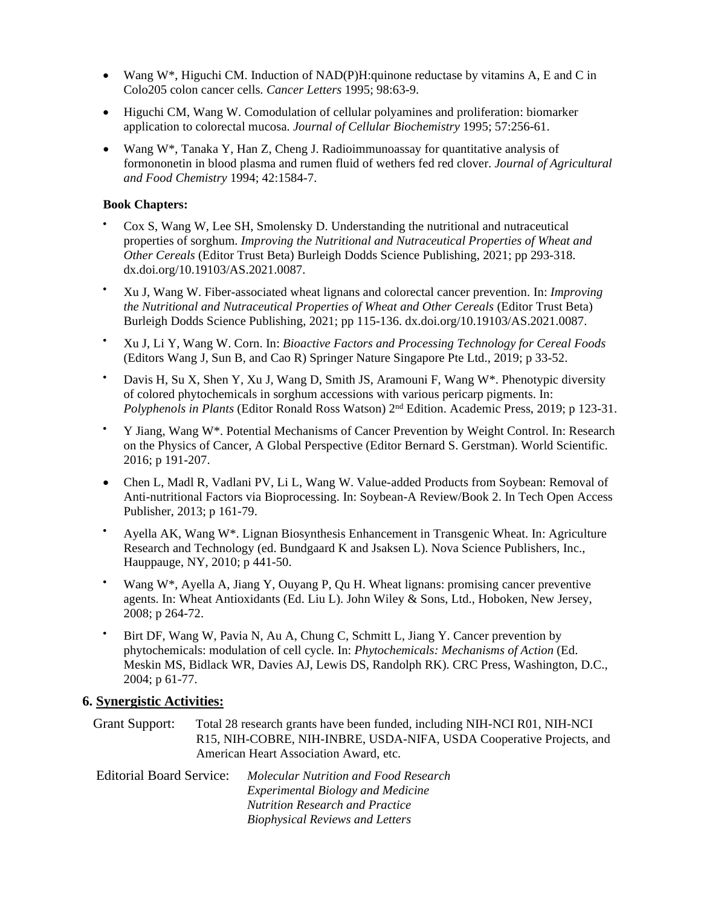- Wang W*, Higuchi CM. Induction of NAD(P)H:quinone reductase by vitamins A, E and C in Colo205 colon cancer cells. *Cancer Letters* 1995; 98:63-9.
- Higuchi CM, Wang W. Comodulation of cellular polyamines and proliferation: biomarker application to colorectal mucosa. *Journal of Cellular Biochemistry* 1995; 57:256-61.
- Wang W*, Tanaka Y, Han Z, Cheng J. Radioimmunoassay for quantitative analysis of formononetin in blood plasma and rumen fluid of wethers fed red clover. *Journal of Agricultural and Food Chemistry* 1994; 42:1584-7.

**Book Chapters:**

- Cox S, Wang W, Lee SH, Smolensky D. Understanding the nutritional and nutraceutical properties of sorghum. *Improving the Nutritional and Nutraceutical Properties of Wheat and Other Cereals* (Editor Trust Beta) Burleigh Dodds Science Publishing, 2021; pp 293-318. dx.doi.org/10.19103/AS.2021.0087.
- Xu J, Wang W. Fiber-associated wheat lignans and colorectal cancer prevention. In: *Improving the Nutritional and Nutraceutical Properties of Wheat and Other Cereals* (Editor Trust Beta) Burleigh Dodds Science Publishing, 2021; pp 115-136. dx.doi.org/10.19103/AS.2021.0087.
- Xu J, Li Y, Wang W. Corn. In: *Bioactive Factors and Processing Technology for Cereal Foods* (Editors Wang J, Sun B, and Cao R) Springer Nature Singapore Pte Ltd., 2019; p 33-52.
- Davis H, Su X, Shen Y, Xu J, Wang D, Smith JS, Aramouni F, Wang W*. Phenotypic diversity of colored phytochemicals in sorghum accessions with various pericarp pigments. In: *Polyphenols in Plants* (Editor Ronald Ross Watson) 2nd Edition. Academic Press, 2019; p 123-31.
- Y Jiang, Wang W*. Potential Mechanisms of Cancer Prevention by Weight Control. In: Research on the Physics of Cancer, A Global Perspective (Editor Bernard S. Gerstman). World Scientific. 2016; p 191-207.
- Chen L, Madl R, Vadlani PV, Li L, Wang W. Value-added Products from Soybean: Removal of Anti-nutritional Factors via Bioprocessing. In: Soybean-A Review/Book 2. In Tech Open Access Publisher, 2013; p 161-79.
- Ayella AK, Wang W*. Lignan Biosynthesis Enhancement in Transgenic Wheat. In: Agriculture Research and Technology (ed. Bundgaard K and Jsaksen L). Nova Science Publishers, Inc., Hauppauge, NY, 2010; p 441-50.
- Wang W*, Ayella A, Jiang Y, Ouyang P, Qu H. Wheat lignans: promising cancer preventive agents. In: Wheat Antioxidants (Ed. Liu L). John Wiley & Sons, Ltd., Hoboken, New Jersey, 2008; p 264-72.
- Birt DF, Wang W, Pavia N, Au A, Chung C, Schmitt L, Jiang Y. Cancer prevention by phytochemicals: modulation of cell cycle. In: *Phytochemicals: Mechanisms of Action* (Ed. Meskin MS, Bidlack WR, Davies AJ, Lewis DS, Randolph RK). CRC Press, Washington, D.C., 2004; p 61-77.

## 6. Synergistic Activities:

Grant Support: Total 28 research grants have been funded, including NIH-NCI R01, NIH-NCI R15, NIH-COBRE, NIH-INBRE, USDA-NIFA, USDA Cooperative Projects, and American Heart Association Award, etc.

Editorial Board Service:
*Molecular Nutrition and Food Research*
*Experimental Biology and Medicine*
*Nutrition Research and Practice*
*Biophysical Reviews and Letters*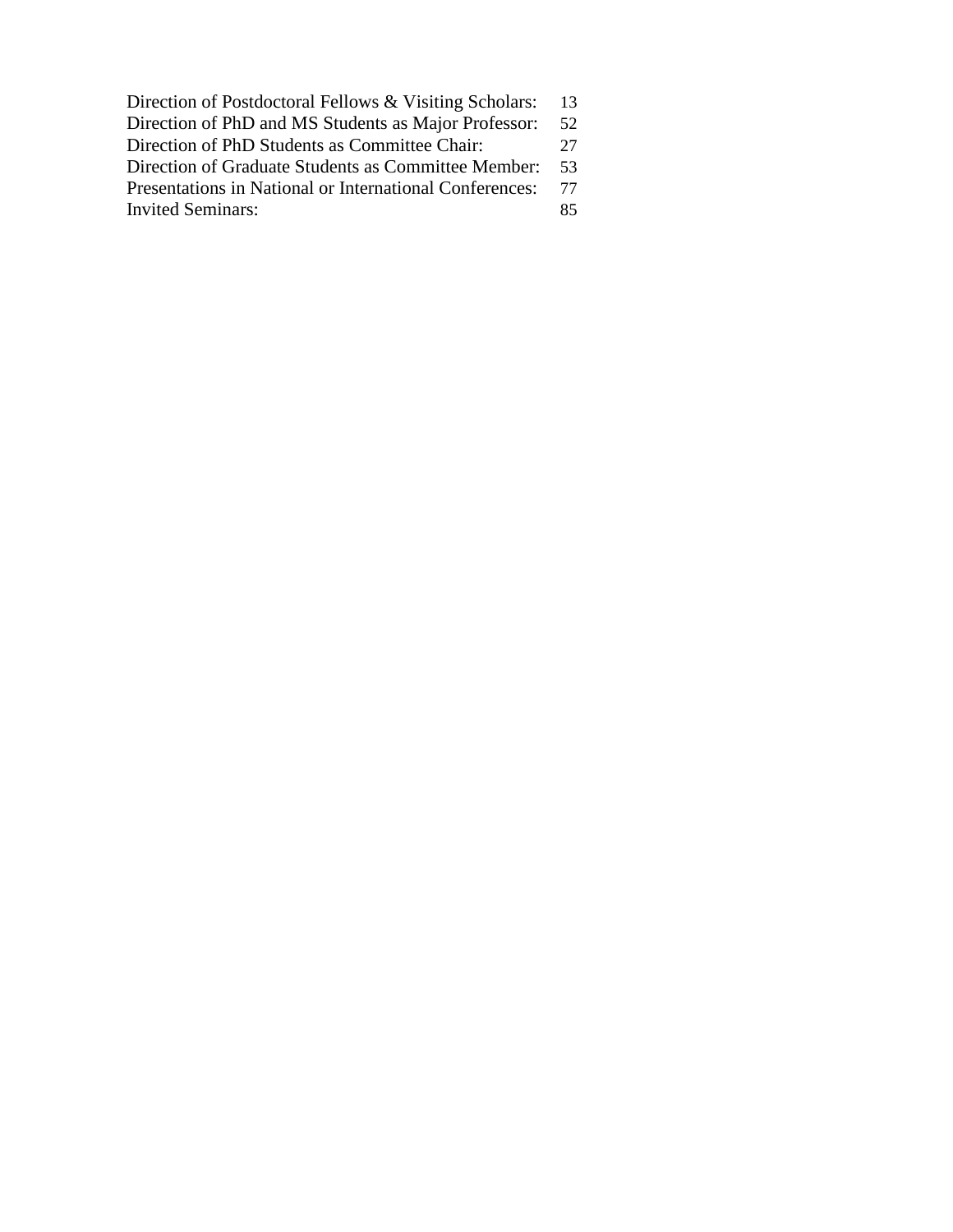| | |
|---|---|
| Direction of Postdoctoral Fellows & Visiting Scholars: | 13 |
| Direction of PhD and MS Students as Major Professor: | 52 |
| Direction of PhD Students as Committee Chair: | 27 |
| Direction of Graduate Students as Committee Member: | 53 |
| Presentations in National or International Conferences: | 77 |
| Invited Seminars: | 85 |